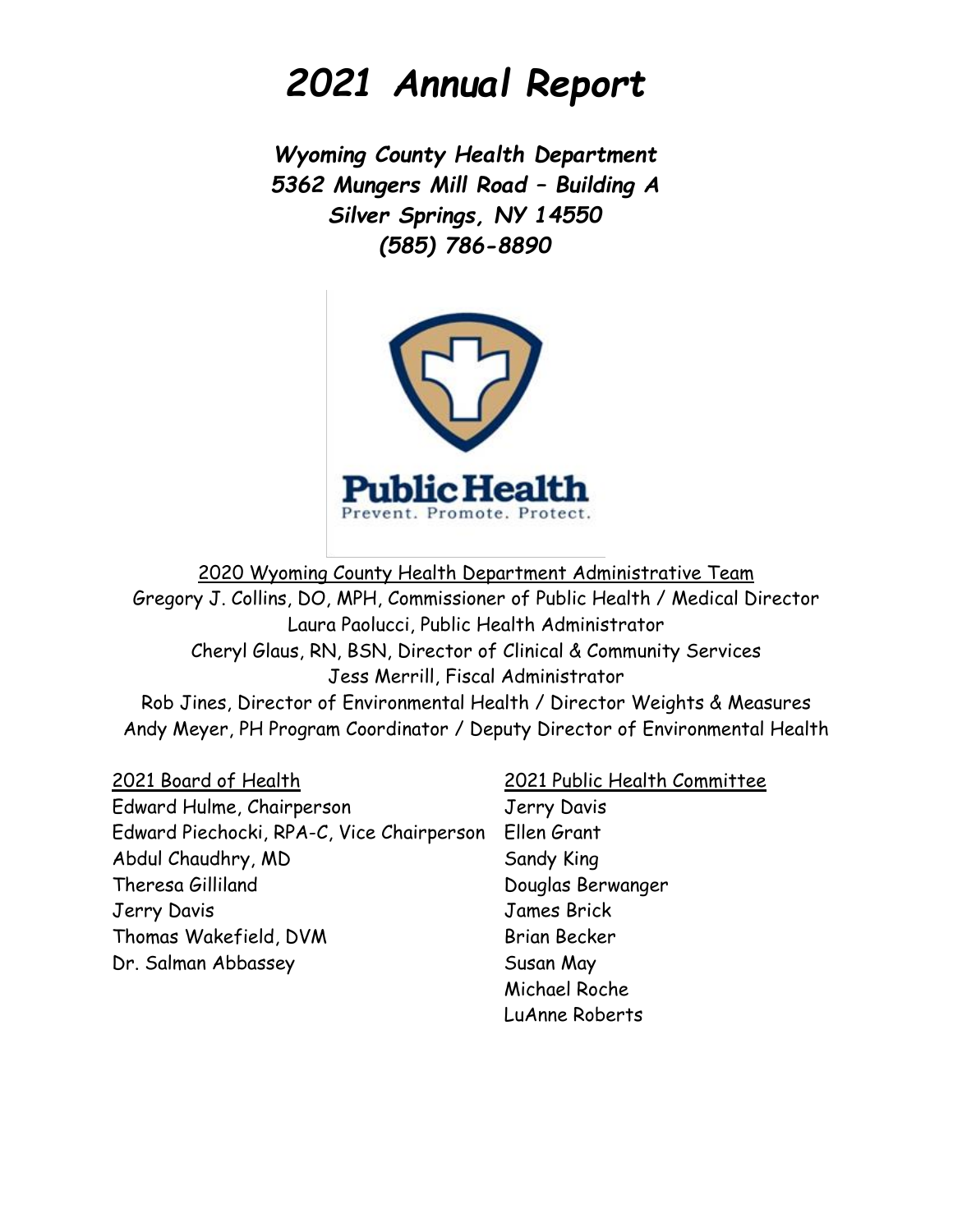# *2021 Annual Report*

***Wyoming County Health Department***
***5362 Mungers Mill Road – Building A***
***Silver Springs, NY 14550***
***(585) 786-8890***

**Public Health**
Prevent. Promote. Protect.

2020 Wyoming County Health Department Administrative Team

Gregory J. Collins, DO, MPH, Commissioner of Public Health / Medical Director
Laura Paolucci, Public Health Administrator
Cheryl Glaus, RN, BSN, Director of Clinical & Community Services
Jess Merrill, Fiscal Administrator
Rob Jines, Director of Environmental Health / Director Weights & Measures
Andy Meyer, PH Program Coordinator / Deputy Director of Environmental Health

2021 Board of Health

Edward Hulme, Chairperson
Edward Piechocki, RPA-C, Vice Chairperson
Abdul Chaudhry, MD
Theresa Gilliland
Jerry Davis
Thomas Wakefield, DVM
Dr. Salman Abbassey

2021 Public Health Committee

Jerry Davis
Ellen Grant
Sandy King
Douglas Berwanger
James Brick
Brian Becker
Susan May
Michael Roche
LuAnne Roberts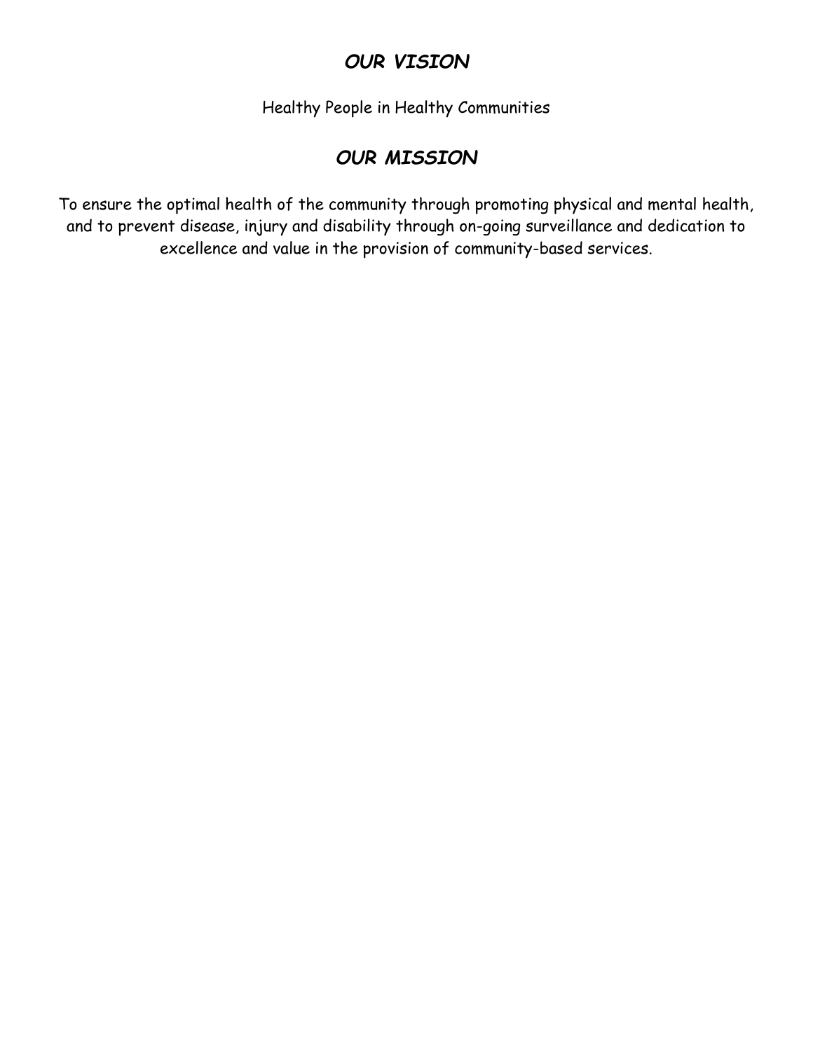## ***OUR VISION***

Healthy People in Healthy Communities

## ***OUR MISSION***

To ensure the optimal health of the community through promoting physical and mental health, and to prevent disease, injury and disability through on-going surveillance and dedication to excellence and value in the provision of community-based services.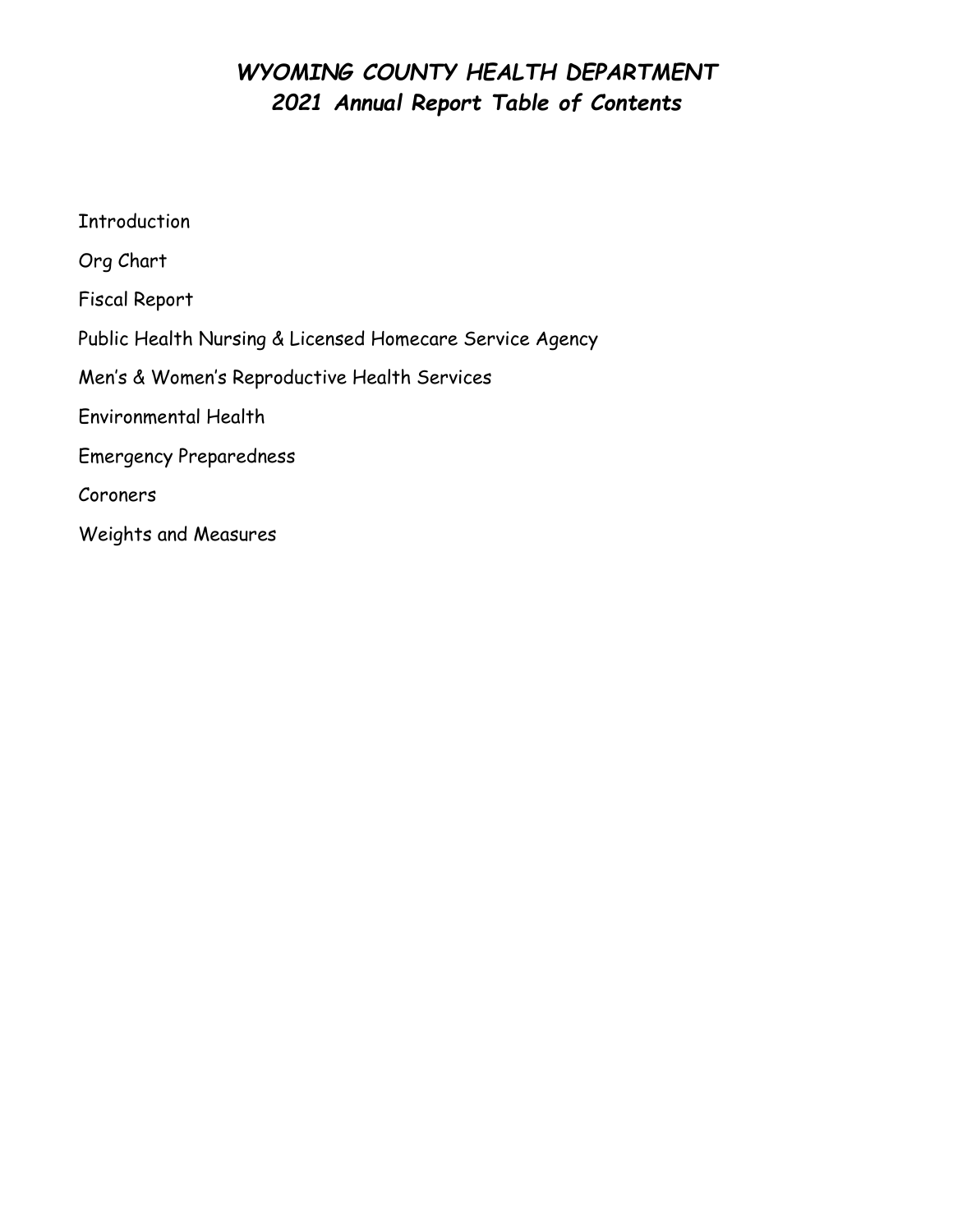# *WYOMING COUNTY HEALTH DEPARTMENT*
## *2021 Annual Report Table of Contents*

Introduction

Org Chart

Fiscal Report

Public Health Nursing & Licensed Homecare Service Agency

Men's & Women's Reproductive Health Services

Environmental Health

Emergency Preparedness

Coroners

Weights and Measures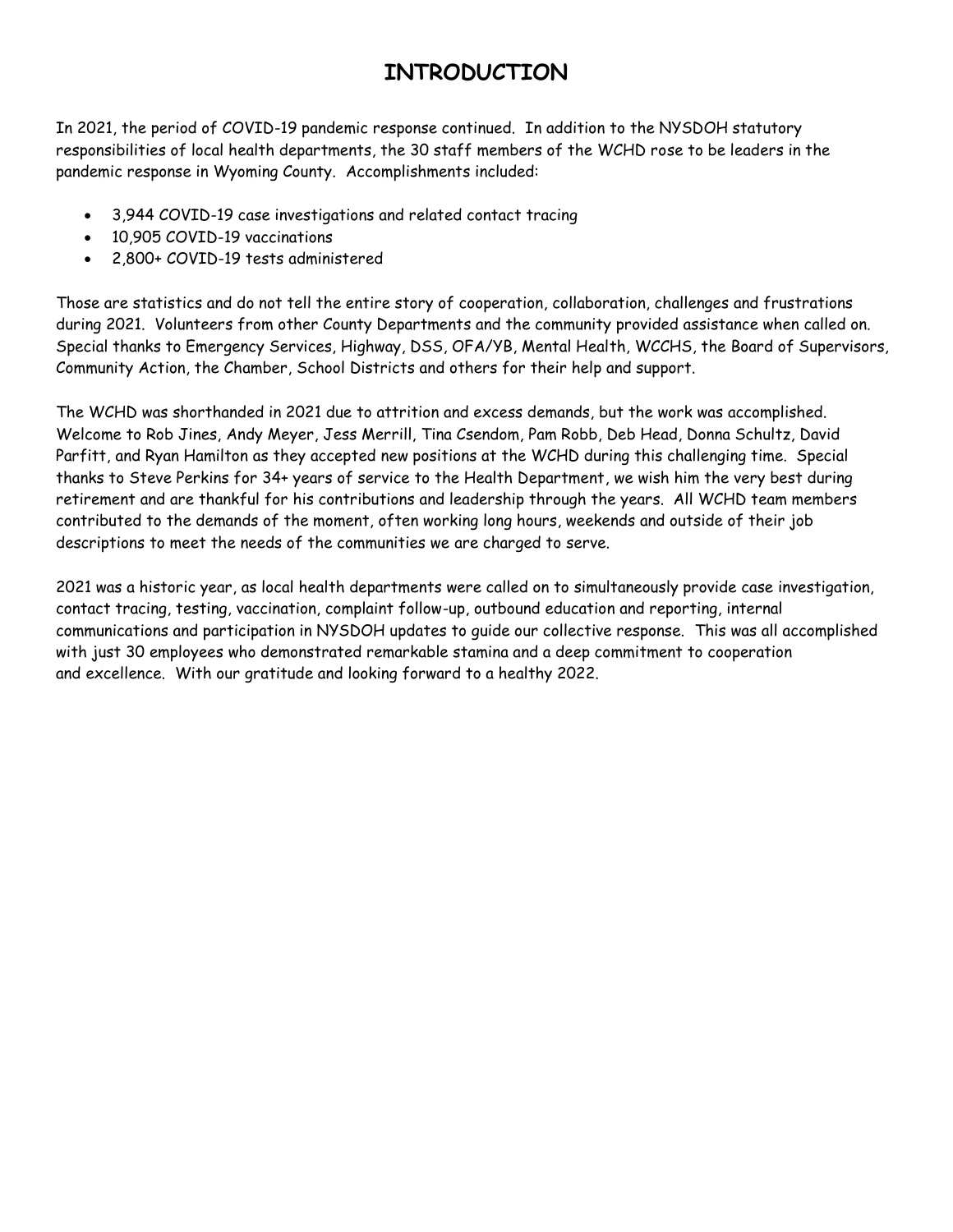# INTRODUCTION

In 2021, the period of COVID-19 pandemic response continued. In addition to the NYSDOH statutory responsibilities of local health departments, the 30 staff members of the WCHD rose to be leaders in the pandemic response in Wyoming County. Accomplishments included:

- 3,944 COVID-19 case investigations and related contact tracing
- 10,905 COVID-19 vaccinations
- 2,800+ COVID-19 tests administered

Those are statistics and do not tell the entire story of cooperation, collaboration, challenges and frustrations during 2021. Volunteers from other County Departments and the community provided assistance when called on. Special thanks to Emergency Services, Highway, DSS, OFA/YB, Mental Health, WCCHS, the Board of Supervisors, Community Action, the Chamber, School Districts and others for their help and support.

The WCHD was shorthanded in 2021 due to attrition and excess demands, but the work was accomplished. Welcome to Rob Jines, Andy Meyer, Jess Merrill, Tina Csendom, Pam Robb, Deb Head, Donna Schultz, David Parfitt, and Ryan Hamilton as they accepted new positions at the WCHD during this challenging time. Special thanks to Steve Perkins for 34+ years of service to the Health Department, we wish him the very best during retirement and are thankful for his contributions and leadership through the years. All WCHD team members contributed to the demands of the moment, often working long hours, weekends and outside of their job descriptions to meet the needs of the communities we are charged to serve.

2021 was a historic year, as local health departments were called on to simultaneously provide case investigation, contact tracing, testing, vaccination, complaint follow-up, outbound education and reporting, internal communications and participation in NYSDOH updates to guide our collective response. This was all accomplished with just 30 employees who demonstrated remarkable stamina and a deep commitment to cooperation and excellence. With our gratitude and looking forward to a healthy 2022.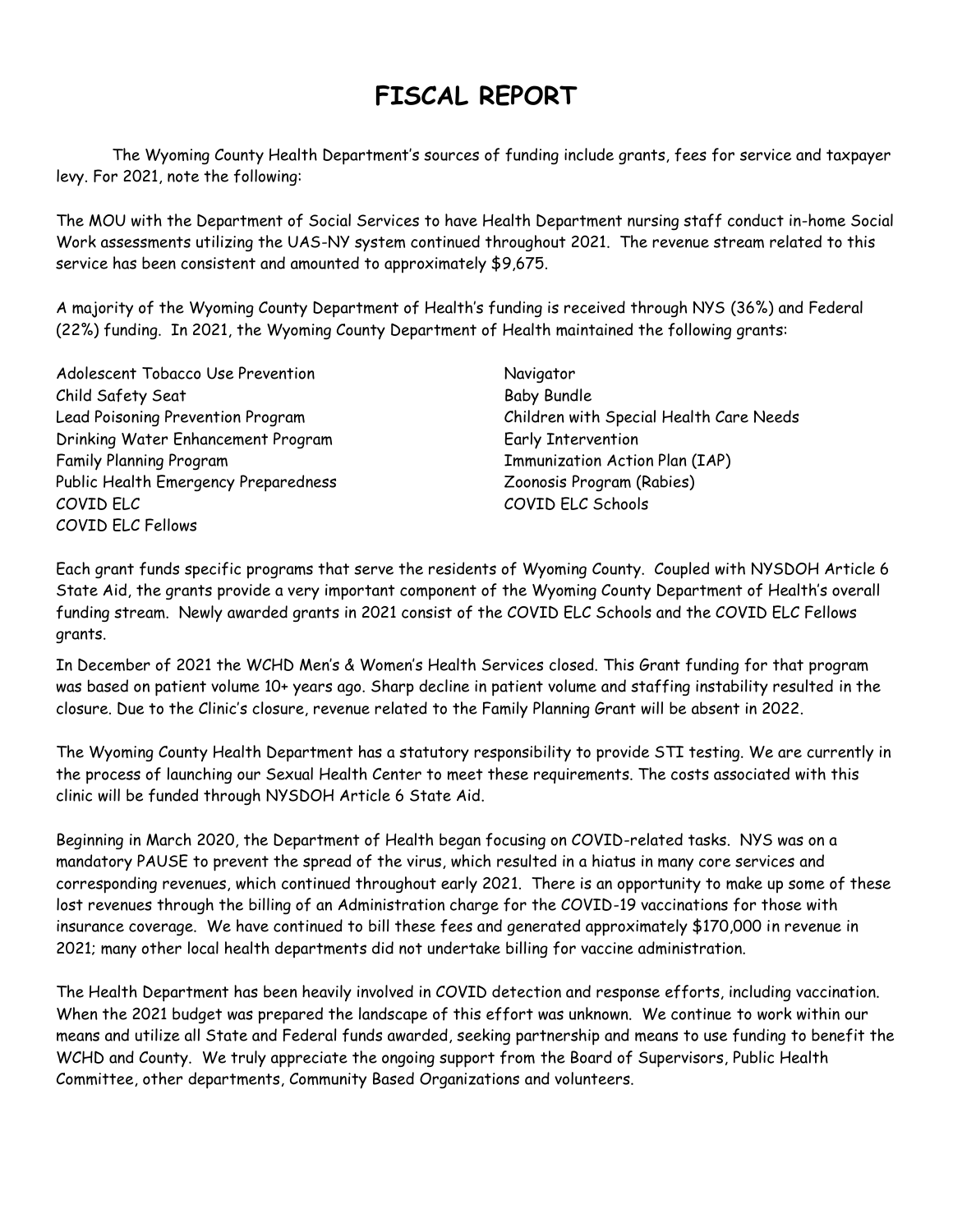# FISCAL REPORT

The Wyoming County Health Department's sources of funding include grants, fees for service and taxpayer levy. For 2021, note the following:

The MOU with the Department of Social Services to have Health Department nursing staff conduct in-home Social Work assessments utilizing the UAS-NY system continued throughout 2021. The revenue stream related to this service has been consistent and amounted to approximately $9,675.

A majority of the Wyoming County Department of Health's funding is received through NYS (36%) and Federal (22%) funding. In 2021, the Wyoming County Department of Health maintained the following grants:

- Adolescent Tobacco Use Prevention
- Child Safety Seat
- Lead Poisoning Prevention Program
- Drinking Water Enhancement Program
- Family Planning Program
- Public Health Emergency Preparedness
- COVID ELC
- COVID ELC Fellows
- Navigator
- Baby Bundle
- Children with Special Health Care Needs
- Early Intervention
- Immunization Action Plan (IAP)
- Zoonosis Program (Rabies)
- COVID ELC Schools

Each grant funds specific programs that serve the residents of Wyoming County. Coupled with NYSDOH Article 6 State Aid, the grants provide a very important component of the Wyoming County Department of Health's overall funding stream. Newly awarded grants in 2021 consist of the COVID ELC Schools and the COVID ELC Fellows grants.

In December of 2021 the WCHD Men's & Women's Health Services closed. This Grant funding for that program was based on patient volume 10+ years ago. Sharp decline in patient volume and staffing instability resulted in the closure. Due to the Clinic's closure, revenue related to the Family Planning Grant will be absent in 2022.

The Wyoming County Health Department has a statutory responsibility to provide STI testing. We are currently in the process of launching our Sexual Health Center to meet these requirements. The costs associated with this clinic will be funded through NYSDOH Article 6 State Aid.

Beginning in March 2020, the Department of Health began focusing on COVID-related tasks. NYS was on a mandatory PAUSE to prevent the spread of the virus, which resulted in a hiatus in many core services and corresponding revenues, which continued throughout early 2021. There is an opportunity to make up some of these lost revenues through the billing of an Administration charge for the COVID-19 vaccinations for those with insurance coverage. We have continued to bill these fees and generated approximately $170,000 in revenue in 2021; many other local health departments did not undertake billing for vaccine administration.

The Health Department has been heavily involved in COVID detection and response efforts, including vaccination. When the 2021 budget was prepared the landscape of this effort was unknown. We continue to work within our means and utilize all State and Federal funds awarded, seeking partnership and means to use funding to benefit the WCHD and County. We truly appreciate the ongoing support from the Board of Supervisors, Public Health Committee, other departments, Community Based Organizations and volunteers.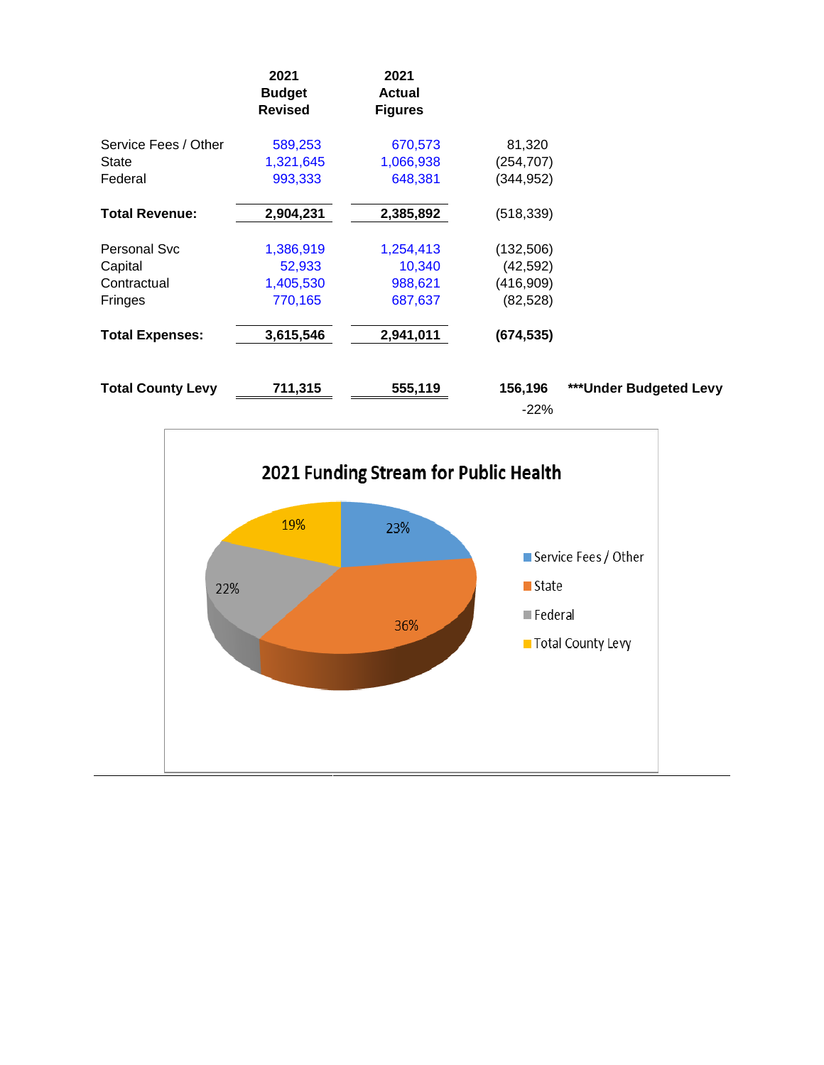| | 2021 Budget Revised | 2021 Actual Figures | | |
|---|---|---|---|---|
| Service Fees / Other | 589,253 | 670,573 | 81,320 | |
| State | 1,321,645 | 1,066,938 | (254,707) | |
| Federal | 993,333 | 648,381 | (344,952) | |
| **Total Revenue:** | **2,904,231** | **2,385,892** | (518,339) | |
| Personal Svc | 1,386,919 | 1,254,413 | (132,506) | |
| Capital | 52,933 | 10,340 | (42,592) | |
| Contractual | 1,405,530 | 988,621 | (416,909) | |
| Fringes | 770,165 | 687,637 | (82,528) | |
| **Total Expenses:** | **3,615,546** | **2,941,011** | **(674,535)** | |
| **Total County Levy** | **711,315** | **555,119** | **156,196** | **\*\*\*Under Budgeted Levy** |
| | | | -22% | |

**2021 Funding Stream for Public Health**

| Funding Source | Share |
|---|---|
| Service Fees / Other | 23% |
| State | 36% |
| Federal | 22% |
| Total County Levy | 19% |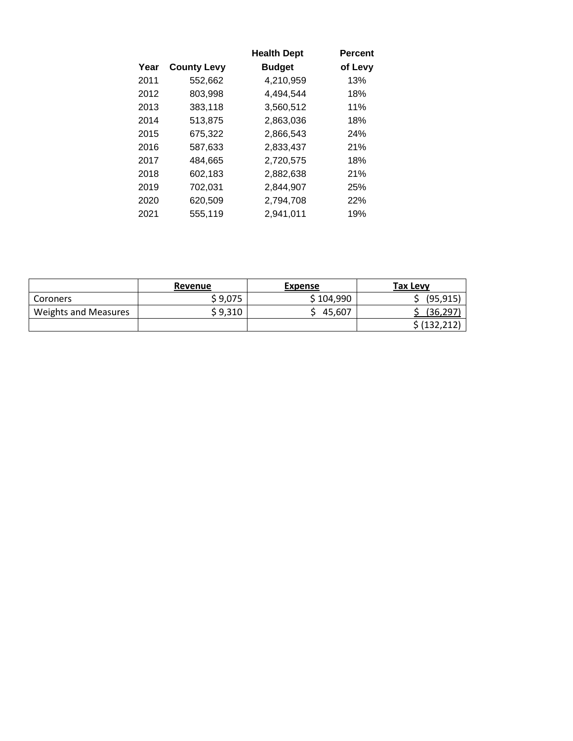| Year | County Levy | Health Dept Budget | Percent of Levy |
|---|---|---|---|
| 2011 | 552,662 | 4,210,959 | 13% |
| 2012 | 803,998 | 4,494,544 | 18% |
| 2013 | 383,118 | 3,560,512 | 11% |
| 2014 | 513,875 | 2,863,036 | 18% |
| 2015 | 675,322 | 2,866,543 | 24% |
| 2016 | 587,633 | 2,833,437 | 21% |
| 2017 | 484,665 | 2,720,575 | 18% |
| 2018 | 602,183 | 2,882,638 | 21% |
| 2019 | 702,031 | 2,844,907 | 25% |
| 2020 | 620,509 | 2,794,708 | 22% |
| 2021 | 555,119 | 2,941,011 | 19% |

| | Revenue | Expense | Tax Levy |
|---|---|---|---|
| Coroners | $ 9,075 | $ 104,990 | $ (95,915) |
| Weights and Measures | $ 9,310 | $ 45,607 | $ (36,297) |
| | | | $ (132,212) |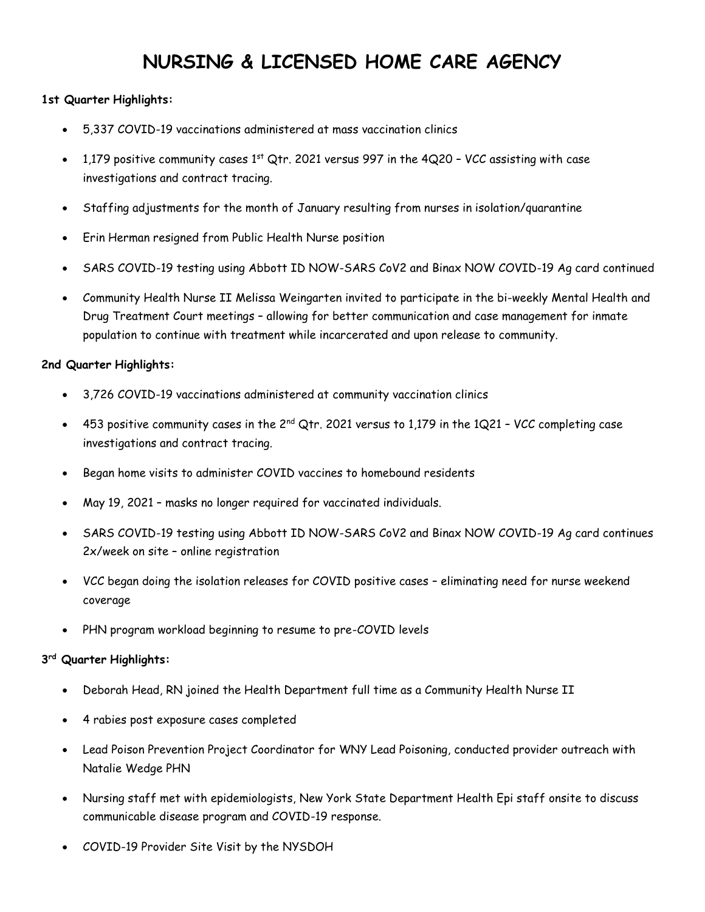# NURSING & LICENSED HOME CARE AGENCY

**1st Quarter Highlights:**

- 5,337 COVID-19 vaccinations administered at mass vaccination clinics
- 1,179 positive community cases 1st Qtr. 2021 versus 997 in the 4Q20 – VCC assisting with case investigations and contract tracing.
- Staffing adjustments for the month of January resulting from nurses in isolation/quarantine
- Erin Herman resigned from Public Health Nurse position
- SARS COVID-19 testing using Abbott ID NOW-SARS CoV2 and Binax NOW COVID-19 Ag card continued
- Community Health Nurse II Melissa Weingarten invited to participate in the bi-weekly Mental Health and Drug Treatment Court meetings – allowing for better communication and case management for inmate population to continue with treatment while incarcerated and upon release to community.

**2nd Quarter Highlights:**

- 3,726 COVID-19 vaccinations administered at community vaccination clinics
- 453 positive community cases in the 2nd Qtr. 2021 versus to 1,179 in the 1Q21 – VCC completing case investigations and contract tracing.
- Began home visits to administer COVID vaccines to homebound residents
- May 19, 2021 – masks no longer required for vaccinated individuals.
- SARS COVID-19 testing using Abbott ID NOW-SARS CoV2 and Binax NOW COVID-19 Ag card continues 2x/week on site – online registration
- VCC began doing the isolation releases for COVID positive cases – eliminating need for nurse weekend coverage
- PHN program workload beginning to resume to pre-COVID levels

**3rd Quarter Highlights:**

- Deborah Head, RN joined the Health Department full time as a Community Health Nurse II
- 4 rabies post exposure cases completed
- Lead Poison Prevention Project Coordinator for WNY Lead Poisoning, conducted provider outreach with Natalie Wedge PHN
- Nursing staff met with epidemiologists, New York State Department Health Epi staff onsite to discuss communicable disease program and COVID-19 response.
- COVID-19 Provider Site Visit by the NYSDOH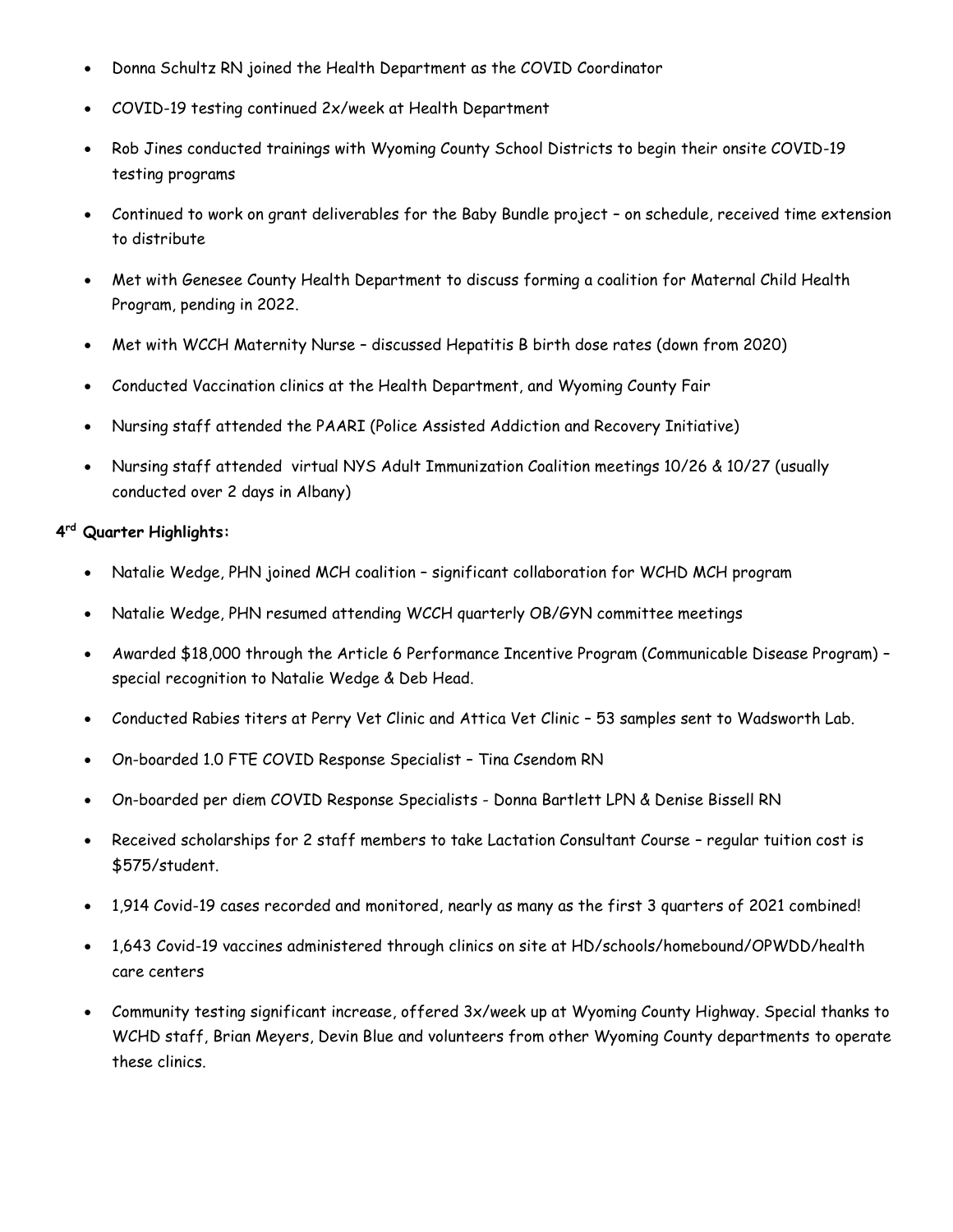- Donna Schultz RN joined the Health Department as the COVID Coordinator
- COVID-19 testing continued 2x/week at Health Department
- Rob Jines conducted trainings with Wyoming County School Districts to begin their onsite COVID-19 testing programs
- Continued to work on grant deliverables for the Baby Bundle project – on schedule, received time extension to distribute
- Met with Genesee County Health Department to discuss forming a coalition for Maternal Child Health Program, pending in 2022.
- Met with WCCH Maternity Nurse – discussed Hepatitis B birth dose rates (down from 2020)
- Conducted Vaccination clinics at the Health Department, and Wyoming County Fair
- Nursing staff attended the PAARI (Police Assisted Addiction and Recovery Initiative)
- Nursing staff attended virtual NYS Adult Immunization Coalition meetings 10/26 & 10/27 (usually conducted over 2 days in Albany)

**4rd Quarter Highlights:**

- Natalie Wedge, PHN joined MCH coalition – significant collaboration for WCHD MCH program
- Natalie Wedge, PHN resumed attending WCCH quarterly OB/GYN committee meetings
- Awarded $18,000 through the Article 6 Performance Incentive Program (Communicable Disease Program) – special recognition to Natalie Wedge & Deb Head.
- Conducted Rabies titers at Perry Vet Clinic and Attica Vet Clinic – 53 samples sent to Wadsworth Lab.
- On-boarded 1.0 FTE COVID Response Specialist – Tina Csendom RN
- On-boarded per diem COVID Response Specialists - Donna Bartlett LPN & Denise Bissell RN
- Received scholarships for 2 staff members to take Lactation Consultant Course – regular tuition cost is $575/student.
- 1,914 Covid-19 cases recorded and monitored, nearly as many as the first 3 quarters of 2021 combined!
- 1,643 Covid-19 vaccines administered through clinics on site at HD/schools/homebound/OPWDD/health care centers
- Community testing significant increase, offered 3x/week up at Wyoming County Highway. Special thanks to WCHD staff, Brian Meyers, Devin Blue and volunteers from other Wyoming County departments to operate these clinics.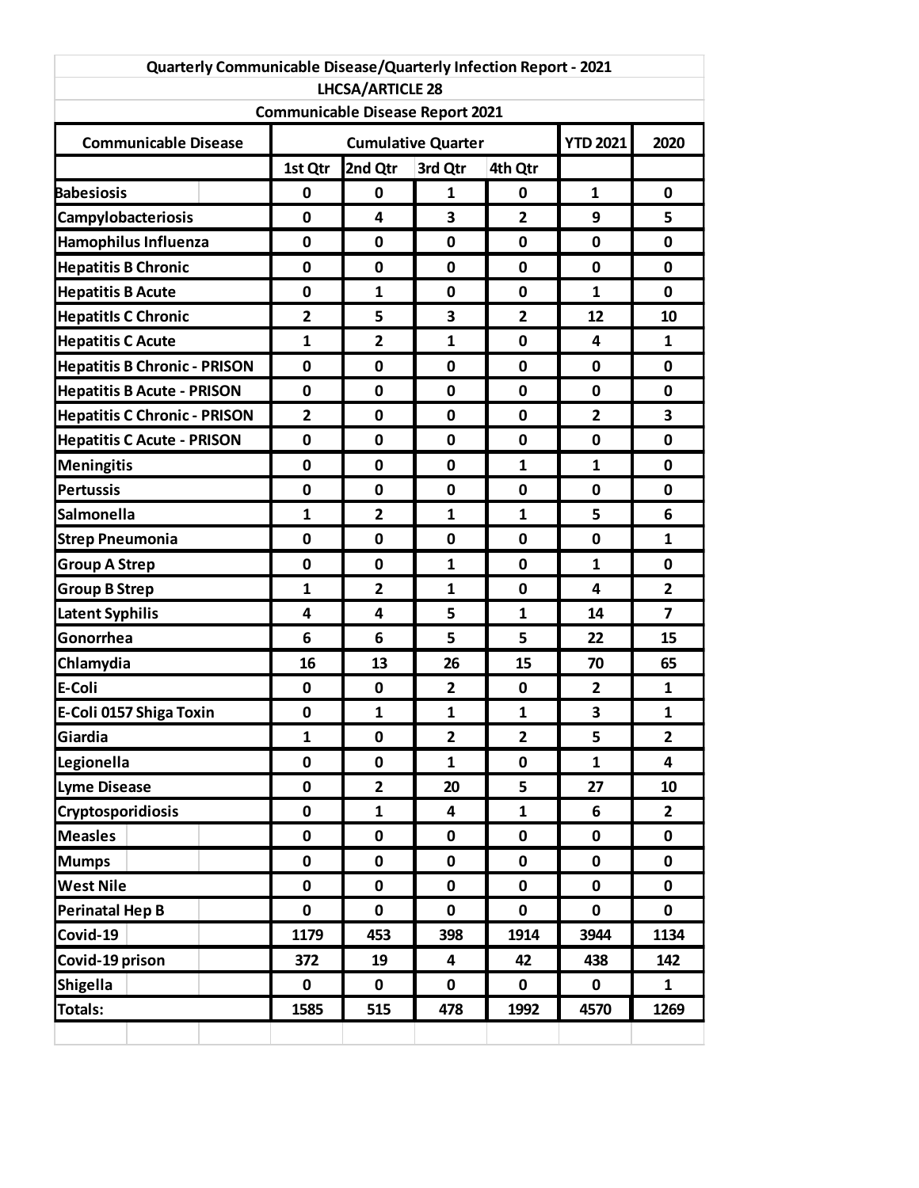## Quarterly Communicable Disease/Quarterly Infection Report - 2021

### LHCSA/ARTICLE 28

### Communicable Disease Report 2021

| Communicable Disease | Cumulative Quarter | | | | YTD 2021 | 2020 |
|---|---|---|---|---|---|---|
| | 1st Qtr | 2nd Qtr | 3rd Qtr | 4th Qtr | | |
| Babesiosis | 0 | 0 | 1 | 0 | 1 | 0 |
| Campylobacteriosis | 0 | 4 | 3 | 2 | 9 | 5 |
| Hamophilus Influenza | 0 | 0 | 0 | 0 | 0 | 0 |
| Hepatitis B Chronic | 0 | 0 | 0 | 0 | 0 | 0 |
| Hepatitis B Acute | 0 | 1 | 0 | 0 | 1 | 0 |
| HepatitIs C Chronic | 2 | 5 | 3 | 2 | 12 | 10 |
| Hepatitis C Acute | 1 | 2 | 1 | 0 | 4 | 1 |
| Hepatitis B Chronic - PRISON | 0 | 0 | 0 | 0 | 0 | 0 |
| Hepatitis B Acute - PRISON | 0 | 0 | 0 | 0 | 0 | 0 |
| Hepatitis C Chronic - PRISON | 2 | 0 | 0 | 0 | 2 | 3 |
| Hepatitis C Acute - PRISON | 0 | 0 | 0 | 0 | 0 | 0 |
| Meningitis | 0 | 0 | 0 | 1 | 1 | 0 |
| Pertussis | 0 | 0 | 0 | 0 | 0 | 0 |
| Salmonella | 1 | 2 | 1 | 1 | 5 | 6 |
| Strep Pneumonia | 0 | 0 | 0 | 0 | 0 | 1 |
| Group A Strep | 0 | 0 | 1 | 0 | 1 | 0 |
| Group B Strep | 1 | 2 | 1 | 0 | 4 | 2 |
| Latent Syphilis | 4 | 4 | 5 | 1 | 14 | 7 |
| Gonorrhea | 6 | 6 | 5 | 5 | 22 | 15 |
| Chlamydia | 16 | 13 | 26 | 15 | 70 | 65 |
| E-Coli | 0 | 0 | 2 | 0 | 2 | 1 |
| E-Coli 0157 Shiga Toxin | 0 | 1 | 1 | 1 | 3 | 1 |
| Giardia | 1 | 0 | 2 | 2 | 5 | 2 |
| Legionella | 0 | 0 | 1 | 0 | 1 | 4 |
| Lyme Disease | 0 | 2 | 20 | 5 | 27 | 10 |
| Cryptosporidiosis | 0 | 1 | 4 | 1 | 6 | 2 |
| Measles | 0 | 0 | 0 | 0 | 0 | 0 |
| Mumps | 0 | 0 | 0 | 0 | 0 | 0 |
| West Nile | 0 | 0 | 0 | 0 | 0 | 0 |
| Perinatal Hep B | 0 | 0 | 0 | 0 | 0 | 0 |
| Covid-19 | 1179 | 453 | 398 | 1914 | 3944 | 1134 |
| Covid-19 prison | 372 | 19 | 4 | 42 | 438 | 142 |
| Shigella | 0 | 0 | 0 | 0 | 0 | 1 |
| Totals: | 1585 | 515 | 478 | 1992 | 4570 | 1269 |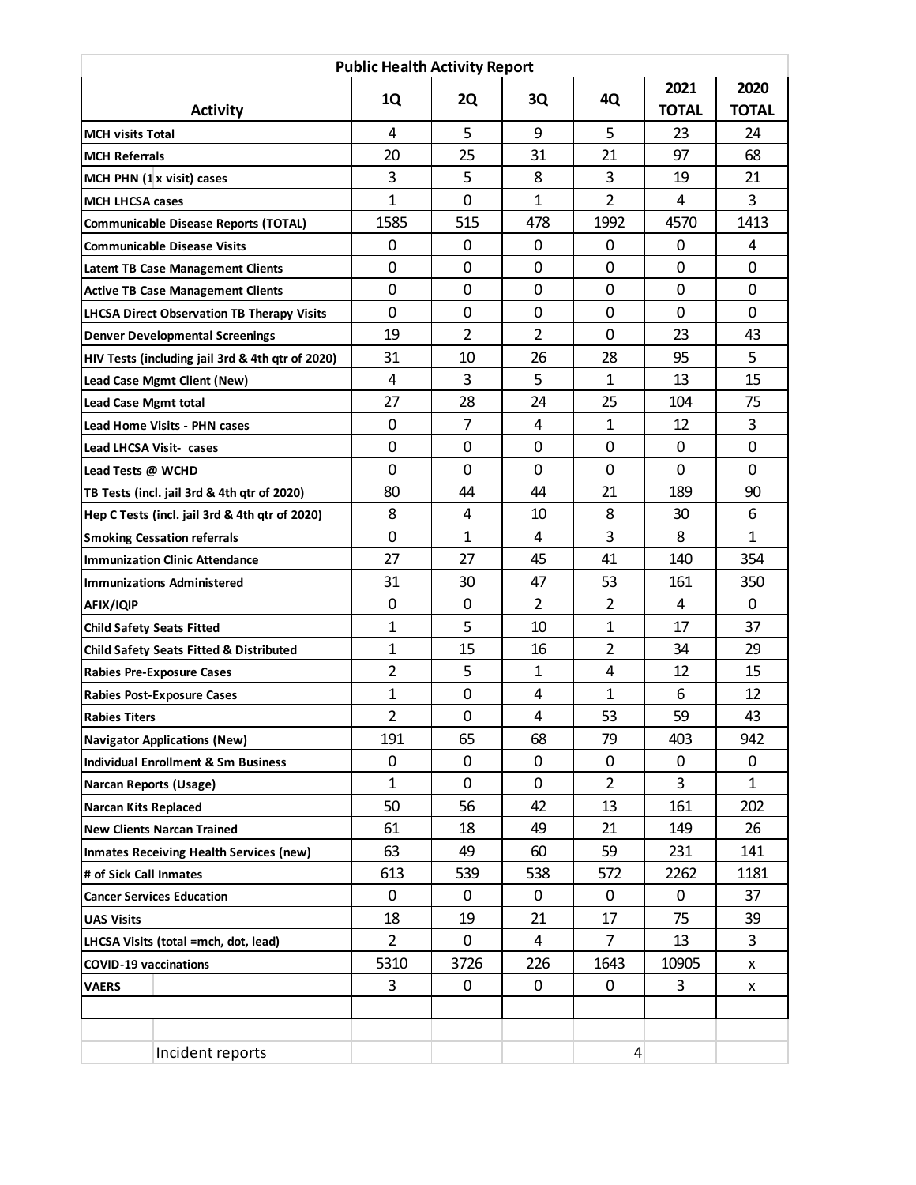| Public Health Activity Report | | | | | | |
|---|---|---|---|---|---|---|
| **Activity** | **1Q** | **2Q** | **3Q** | **4Q** | **2021 TOTAL** | **2020 TOTAL** |
| **MCH visits Total** | 4 | 5 | 9 | 5 | 23 | 24 |
| **MCH Referrals** | 20 | 25 | 31 | 21 | 97 | 68 |
| **MCH PHN (1 x visit) cases** | 3 | 5 | 8 | 3 | 19 | 21 |
| **MCH LHCSA cases** | 1 | 0 | 1 | 2 | 4 | 3 |
| **Communicable Disease Reports (TOTAL)** | 1585 | 515 | 478 | 1992 | 4570 | 1413 |
| **Communicable Disease Visits** | 0 | 0 | 0 | 0 | 0 | 4 |
| **Latent TB Case Management Clients** | 0 | 0 | 0 | 0 | 0 | 0 |
| **Active TB Case Management Clients** | 0 | 0 | 0 | 0 | 0 | 0 |
| **LHCSA Direct Observation TB Therapy Visits** | 0 | 0 | 0 | 0 | 0 | 0 |
| **Denver Developmental Screenings** | 19 | 2 | 2 | 0 | 23 | 43 |
| **HIV Tests (including jail 3rd & 4th qtr of 2020)** | 31 | 10 | 26 | 28 | 95 | 5 |
| **Lead Case Mgmt Client (New)** | 4 | 3 | 5 | 1 | 13 | 15 |
| **Lead Case Mgmt total** | 27 | 28 | 24 | 25 | 104 | 75 |
| **Lead Home Visits - PHN cases** | 0 | 7 | 4 | 1 | 12 | 3 |
| **Lead LHCSA Visit- cases** | 0 | 0 | 0 | 0 | 0 | 0 |
| **Lead Tests @ WCHD** | 0 | 0 | 0 | 0 | 0 | 0 |
| **TB Tests (incl. jail 3rd & 4th qtr of 2020)** | 80 | 44 | 44 | 21 | 189 | 90 |
| **Hep C Tests (incl. jail 3rd & 4th qtr of 2020)** | 8 | 4 | 10 | 8 | 30 | 6 |
| **Smoking Cessation referrals** | 0 | 1 | 4 | 3 | 8 | 1 |
| **Immunization Clinic Attendance** | 27 | 27 | 45 | 41 | 140 | 354 |
| **Immunizations Administered** | 31 | 30 | 47 | 53 | 161 | 350 |
| **AFIX/IQIP** | 0 | 0 | 2 | 2 | 4 | 0 |
| **Child Safety Seats Fitted** | 1 | 5 | 10 | 1 | 17 | 37 |
| **Child Safety Seats Fitted & Distributed** | 1 | 15 | 16 | 2 | 34 | 29 |
| **Rabies Pre-Exposure Cases** | 2 | 5 | 1 | 4 | 12 | 15 |
| **Rabies Post-Exposure Cases** | 1 | 0 | 4 | 1 | 6 | 12 |
| **Rabies Titers** | 2 | 0 | 4 | 53 | 59 | 43 |
| **Navigator Applications (New)** | 191 | 65 | 68 | 79 | 403 | 942 |
| **Individual Enrollment & Sm Business** | 0 | 0 | 0 | 0 | 0 | 0 |
| **Narcan Reports (Usage)** | 1 | 0 | 0 | 2 | 3 | 1 |
| **Narcan Kits Replaced** | 50 | 56 | 42 | 13 | 161 | 202 |
| **New Clients Narcan Trained** | 61 | 18 | 49 | 21 | 149 | 26 |
| **Inmates Receiving Health Services (new)** | 63 | 49 | 60 | 59 | 231 | 141 |
| **# of Sick Call Inmates** | 613 | 539 | 538 | 572 | 2262 | 1181 |
| **Cancer Services Education** | 0 | 0 | 0 | 0 | 0 | 37 |
| **UAS Visits** | 18 | 19 | 21 | 17 | 75 | 39 |
| **LHCSA Visits (total =mch, dot, lead)** | 2 | 0 | 4 | 7 | 13 | 3 |
| **COVID-19 vaccinations** | 5310 | 3726 | 226 | 1643 | 10905 | x |
| **VAERS** | 3 | 0 | 0 | 0 | 3 | x |
| | | | | | | |
| | | | | | | |
| Incident reports | | | | 4 | | |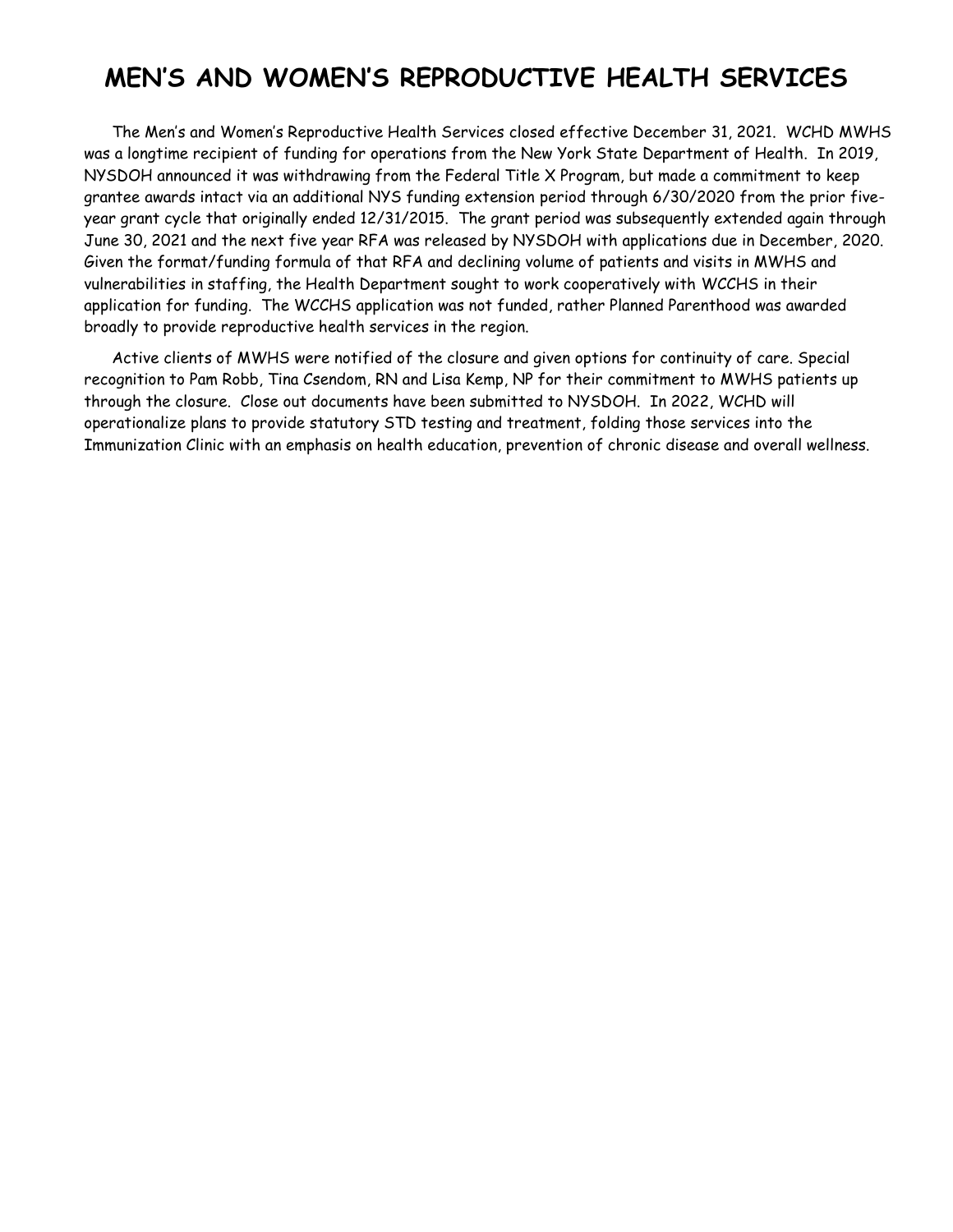# MEN'S AND WOMEN'S REPRODUCTIVE HEALTH SERVICES

The Men's and Women's Reproductive Health Services closed effective December 31, 2021. WCHD MWHS was a longtime recipient of funding for operations from the New York State Department of Health. In 2019, NYSDOH announced it was withdrawing from the Federal Title X Program, but made a commitment to keep grantee awards intact via an additional NYS funding extension period through 6/30/2020 from the prior five-year grant cycle that originally ended 12/31/2015. The grant period was subsequently extended again through June 30, 2021 and the next five year RFA was released by NYSDOH with applications due in December, 2020. Given the format/funding formula of that RFA and declining volume of patients and visits in MWHS and vulnerabilities in staffing, the Health Department sought to work cooperatively with WCCHS in their application for funding. The WCCHS application was not funded, rather Planned Parenthood was awarded broadly to provide reproductive health services in the region.

Active clients of MWHS were notified of the closure and given options for continuity of care. Special recognition to Pam Robb, Tina Csendom, RN and Lisa Kemp, NP for their commitment to MWHS patients up through the closure. Close out documents have been submitted to NYSDOH. In 2022, WCHD will operationalize plans to provide statutory STD testing and treatment, folding those services into the Immunization Clinic with an emphasis on health education, prevention of chronic disease and overall wellness.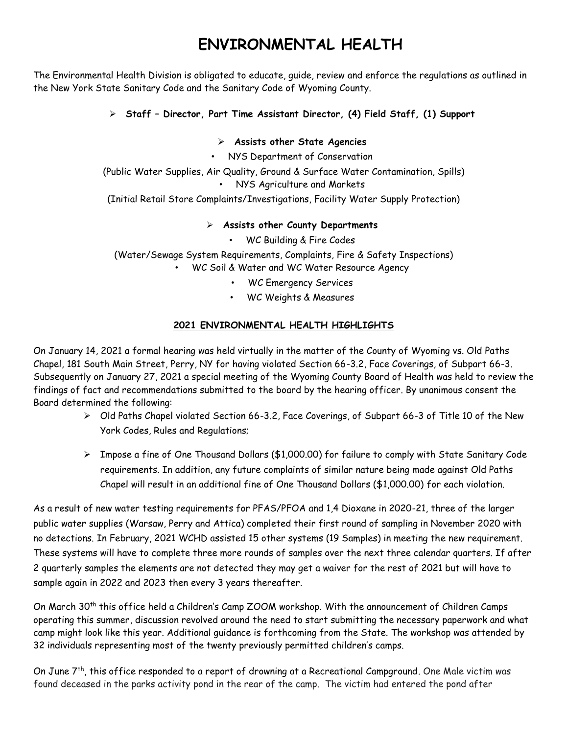# ENVIRONMENTAL HEALTH

The Environmental Health Division is obligated to educate, guide, review and enforce the regulations as outlined in the New York State Sanitary Code and the Sanitary Code of Wyoming County.

- **Staff – Director, Part Time Assistant Director, (4) Field Staff, (1) Support**

- **Assists other State Agencies**
  - NYS Department of Conservation
    (Public Water Supplies, Air Quality, Ground & Surface Water Contamination, Spills)
  - NYS Agriculture and Markets
    (Initial Retail Store Complaints/Investigations, Facility Water Supply Protection)

- **Assists other County Departments**
  - WC Building & Fire Codes
    (Water/Sewage System Requirements, Complaints, Fire & Safety Inspections)
  - WC Soil & Water and WC Water Resource Agency
  - WC Emergency Services
  - WC Weights & Measures

## 2021 ENVIRONMENTAL HEALTH HIGHLIGHTS

On January 14, 2021 a formal hearing was held virtually in the matter of the County of Wyoming vs. Old Paths Chapel, 181 South Main Street, Perry, NY for having violated Section 66-3.2, Face Coverings, of Subpart 66-3. Subsequently on January 27, 2021 a special meeting of the Wyoming County Board of Health was held to review the findings of fact and recommendations submitted to the board by the hearing officer. By unanimous consent the Board determined the following:

- Old Paths Chapel violated Section 66-3.2, Face Coverings, of Subpart 66-3 of Title 10 of the New York Codes, Rules and Regulations;
- Impose a fine of One Thousand Dollars ($1,000.00) for failure to comply with State Sanitary Code requirements. In addition, any future complaints of similar nature being made against Old Paths Chapel will result in an additional fine of One Thousand Dollars ($1,000.00) for each violation.

As a result of new water testing requirements for PFAS/PFOA and 1,4 Dioxane in 2020-21, three of the larger public water supplies (Warsaw, Perry and Attica) completed their first round of sampling in November 2020 with no detections. In February, 2021 WCHD assisted 15 other systems (19 Samples) in meeting the new requirement. These systems will have to complete three more rounds of samples over the next three calendar quarters. If after 2 quarterly samples the elements are not detected they may get a waiver for the rest of 2021 but will have to sample again in 2022 and 2023 then every 3 years thereafter.

On March 30th this office held a Children's Camp ZOOM workshop. With the announcement of Children Camps operating this summer, discussion revolved around the need to start submitting the necessary paperwork and what camp might look like this year. Additional guidance is forthcoming from the State. The workshop was attended by 32 individuals representing most of the twenty previously permitted children's camps.

On June 7th, this office responded to a report of drowning at a Recreational Campground. One Male victim was found deceased in the parks activity pond in the rear of the camp. The victim had entered the pond after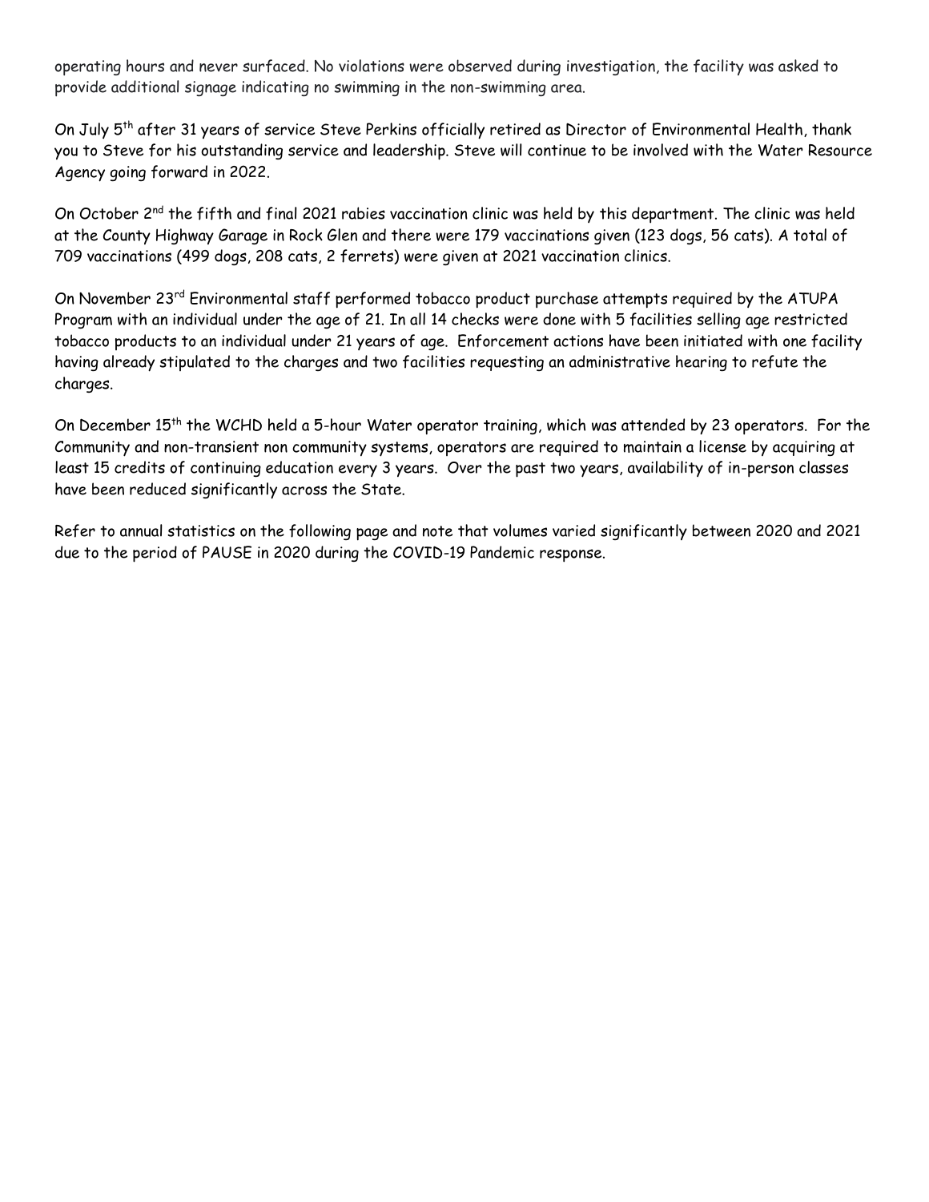operating hours and never surfaced. No violations were observed during investigation, the facility was asked to provide additional signage indicating no swimming in the non-swimming area.

On July 5th after 31 years of service Steve Perkins officially retired as Director of Environmental Health, thank you to Steve for his outstanding service and leadership. Steve will continue to be involved with the Water Resource Agency going forward in 2022.

On October 2nd the fifth and final 2021 rabies vaccination clinic was held by this department. The clinic was held at the County Highway Garage in Rock Glen and there were 179 vaccinations given (123 dogs, 56 cats). A total of 709 vaccinations (499 dogs, 208 cats, 2 ferrets) were given at 2021 vaccination clinics.

On November 23rd Environmental staff performed tobacco product purchase attempts required by the ATUPA Program with an individual under the age of 21. In all 14 checks were done with 5 facilities selling age restricted tobacco products to an individual under 21 years of age. Enforcement actions have been initiated with one facility having already stipulated to the charges and two facilities requesting an administrative hearing to refute the charges.

On December 15th the WCHD held a 5-hour Water operator training, which was attended by 23 operators. For the Community and non-transient non community systems, operators are required to maintain a license by acquiring at least 15 credits of continuing education every 3 years. Over the past two years, availability of in-person classes have been reduced significantly across the State.

Refer to annual statistics on the following page and note that volumes varied significantly between 2020 and 2021 due to the period of PAUSE in 2020 during the COVID-19 Pandemic response.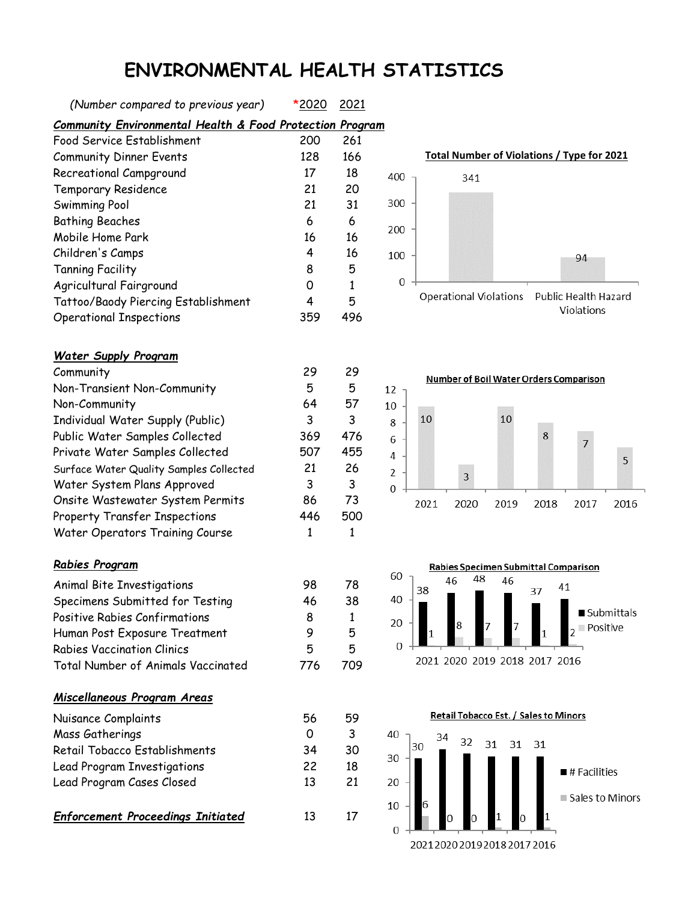# ENVIRONMENTAL HEALTH STATISTICS

| *(Number compared to previous year)* | *2020 | 2021 |
|---|---|---|
| ***Community Environmental Health & Food Protection Program*** | | |
| Food Service Establishment | 200 | 261 |
| Community Dinner Events | 128 | 166 |
| Recreational Campground | 17 | 18 |
| Temporary Residence | 21 | 20 |
| Swimming Pool | 21 | 31 |
| Bathing Beaches | 6 | 6 |
| Mobile Home Park | 16 | 16 |
| Children's Camps | 4 | 16 |
| Tanning Facility | 8 | 5 |
| Agricultural Fairground | 0 | 1 |
| Tattoo/Baody Piercing Establishment | 4 | 5 |
| Operational Inspections | 359 | 496 |
| ***Water Supply Program*** | | |
| Community | 29 | 29 |
| Non-Transient Non-Community | 5 | 5 |
| Non-Community | 64 | 57 |
| Individual Water Supply (Public) | 3 | 3 |
| Public Water Samples Collected | 369 | 476 |
| Private Water Samples Collected | 507 | 455 |
| Surface Water Quality Samples Collected | 21 | 26 |
| Water System Plans Approved | 3 | 3 |
| Onsite Wastewater System Permits | 86 | 73 |
| Property Transfer Inspections | 446 | 500 |
| Water Operators Training Course | 1 | 1 |
| ***Rabies Program*** | | |
| Animal Bite Investigations | 98 | 78 |
| Specimens Submitted for Testing | 46 | 38 |
| Positive Rabies Confirmations | 8 | 1 |
| Human Post Exposure Treatment | 9 | 5 |
| Rabies Vaccination Clinics | 5 | 5 |
| Total Number of Animals Vaccinated | 776 | 709 |
| ***Miscellaneous Program Areas*** | | |
| Nuisance Complaints | 56 | 59 |
| Mass Gatherings | 0 | 3 |
| Retail Tobacco Establishments | 34 | 30 |
| Lead Program Investigations | 22 | 18 |
| Lead Program Cases Closed | 13 | 21 |
| ***Enforcement Proceedings Initiated*** | 13 | 17 |

**Total Number of Violations / Type for 2021**

| Type | Number |
|---|---|
| Operational Violations | 341 |
| Public Health Hazard Violations | 94 |

**Number of Boil Water Orders Comparison**

| 2021 | 2020 | 2019 | 2018 | 2017 | 2016 |
|---|---|---|---|---|---|
| 10 | 3 | 10 | 8 | 7 | 5 |

**Rabies Specimen Submittal Comparison**

| | 2021 | 2020 | 2019 | 2018 | 2017 | 2016 |
|---|---|---|---|---|---|---|
| Submittals | 38 | 46 | 48 | 46 | 37 | 41 |
| Positive | 1 | 8 | 7 | 7 | 1 | 2 |

**Retail Tobacco Est. / Sales to Minors**

| | 2021 | 2020 | 2019 | 2018 | 2017 | 2016 |
|---|---|---|---|---|---|---|
| # Facilities | 30 | 34 | 32 | 31 | 31 | 31 |
| Sales to Minors | 6 | 0 | 0 | 1 | 0 | 1 |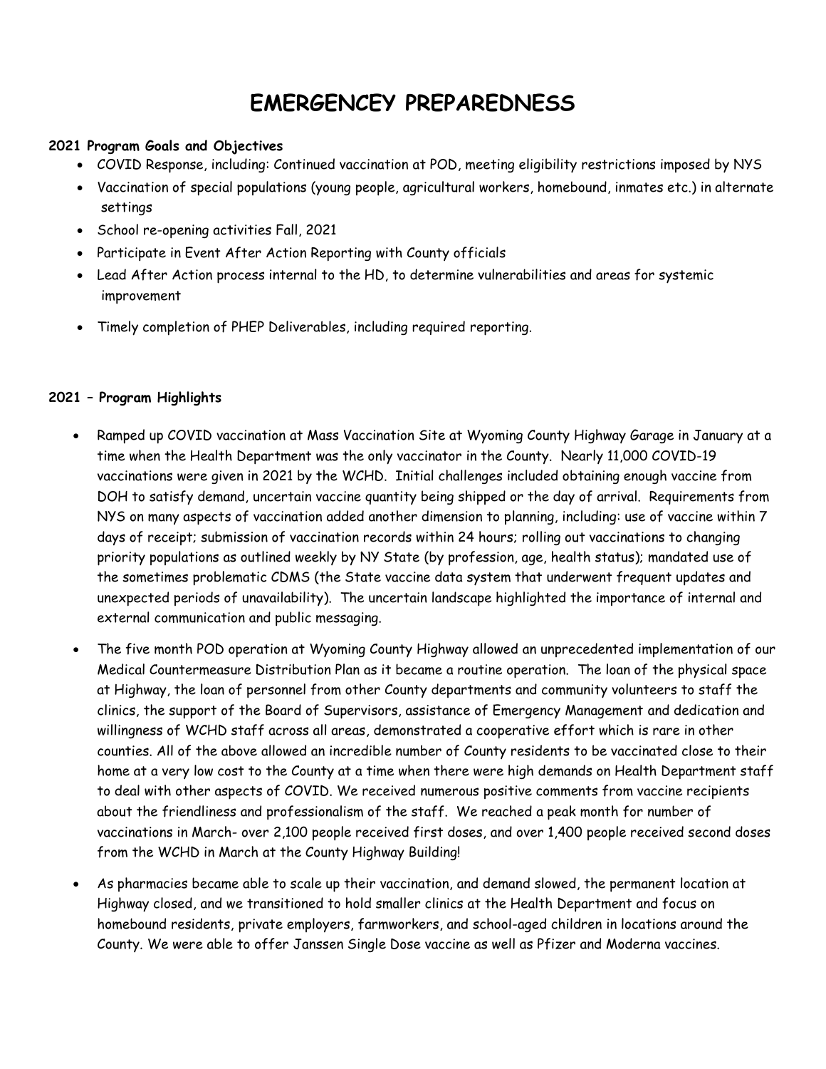# EMERGENCEY PREPAREDNESS

**2021 Program Goals and Objectives**

- COVID Response, including: Continued vaccination at POD, meeting eligibility restrictions imposed by NYS
- Vaccination of special populations (young people, agricultural workers, homebound, inmates etc.) in alternate settings
- School re-opening activities Fall, 2021
- Participate in Event After Action Reporting with County officials
- Lead After Action process internal to the HD, to determine vulnerabilities and areas for systemic improvement
- Timely completion of PHEP Deliverables, including required reporting.

**2021 – Program Highlights**

- Ramped up COVID vaccination at Mass Vaccination Site at Wyoming County Highway Garage in January at a time when the Health Department was the only vaccinator in the County. Nearly 11,000 COVID-19 vaccinations were given in 2021 by the WCHD. Initial challenges included obtaining enough vaccine from DOH to satisfy demand, uncertain vaccine quantity being shipped or the day of arrival. Requirements from NYS on many aspects of vaccination added another dimension to planning, including: use of vaccine within 7 days of receipt; submission of vaccination records within 24 hours; rolling out vaccinations to changing priority populations as outlined weekly by NY State (by profession, age, health status); mandated use of the sometimes problematic CDMS (the State vaccine data system that underwent frequent updates and unexpected periods of unavailability). The uncertain landscape highlighted the importance of internal and external communication and public messaging.
- The five month POD operation at Wyoming County Highway allowed an unprecedented implementation of our Medical Countermeasure Distribution Plan as it became a routine operation. The loan of the physical space at Highway, the loan of personnel from other County departments and community volunteers to staff the clinics, the support of the Board of Supervisors, assistance of Emergency Management and dedication and willingness of WCHD staff across all areas, demonstrated a cooperative effort which is rare in other counties. All of the above allowed an incredible number of County residents to be vaccinated close to their home at a very low cost to the County at a time when there were high demands on Health Department staff to deal with other aspects of COVID. We received numerous positive comments from vaccine recipients about the friendliness and professionalism of the staff. We reached a peak month for number of vaccinations in March- over 2,100 people received first doses, and over 1,400 people received second doses from the WCHD in March at the County Highway Building!
- As pharmacies became able to scale up their vaccination, and demand slowed, the permanent location at Highway closed, and we transitioned to hold smaller clinics at the Health Department and focus on homebound residents, private employers, farmworkers, and school-aged children in locations around the County. We were able to offer Janssen Single Dose vaccine as well as Pfizer and Moderna vaccines.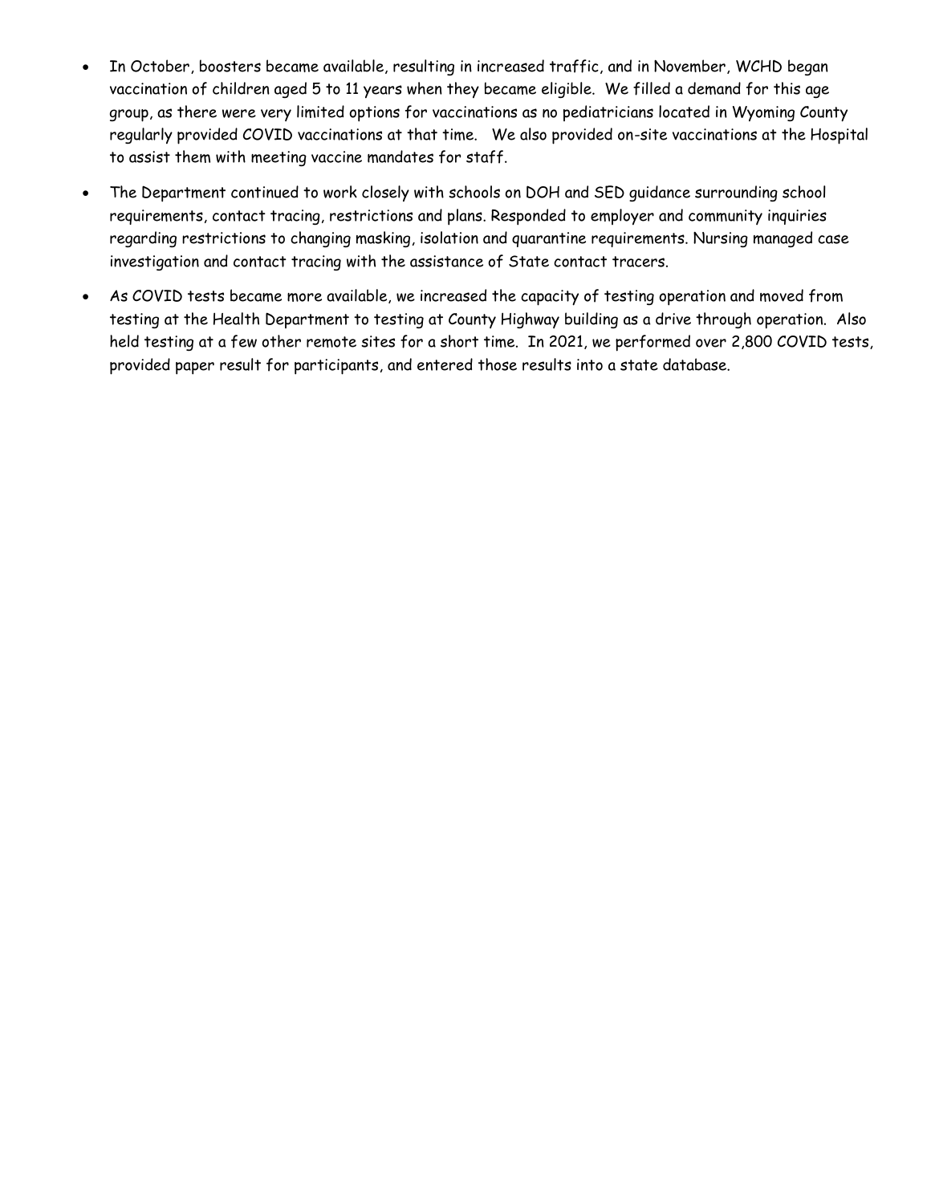- In October, boosters became available, resulting in increased traffic, and in November, WCHD began vaccination of children aged 5 to 11 years when they became eligible. We filled a demand for this age group, as there were very limited options for vaccinations as no pediatricians located in Wyoming County regularly provided COVID vaccinations at that time. We also provided on-site vaccinations at the Hospital to assist them with meeting vaccine mandates for staff.
- The Department continued to work closely with schools on DOH and SED guidance surrounding school requirements, contact tracing, restrictions and plans. Responded to employer and community inquiries regarding restrictions to changing masking, isolation and quarantine requirements. Nursing managed case investigation and contact tracing with the assistance of State contact tracers.
- As COVID tests became more available, we increased the capacity of testing operation and moved from testing at the Health Department to testing at County Highway building as a drive through operation. Also held testing at a few other remote sites for a short time. In 2021, we performed over 2,800 COVID tests, provided paper result for participants, and entered those results into a state database.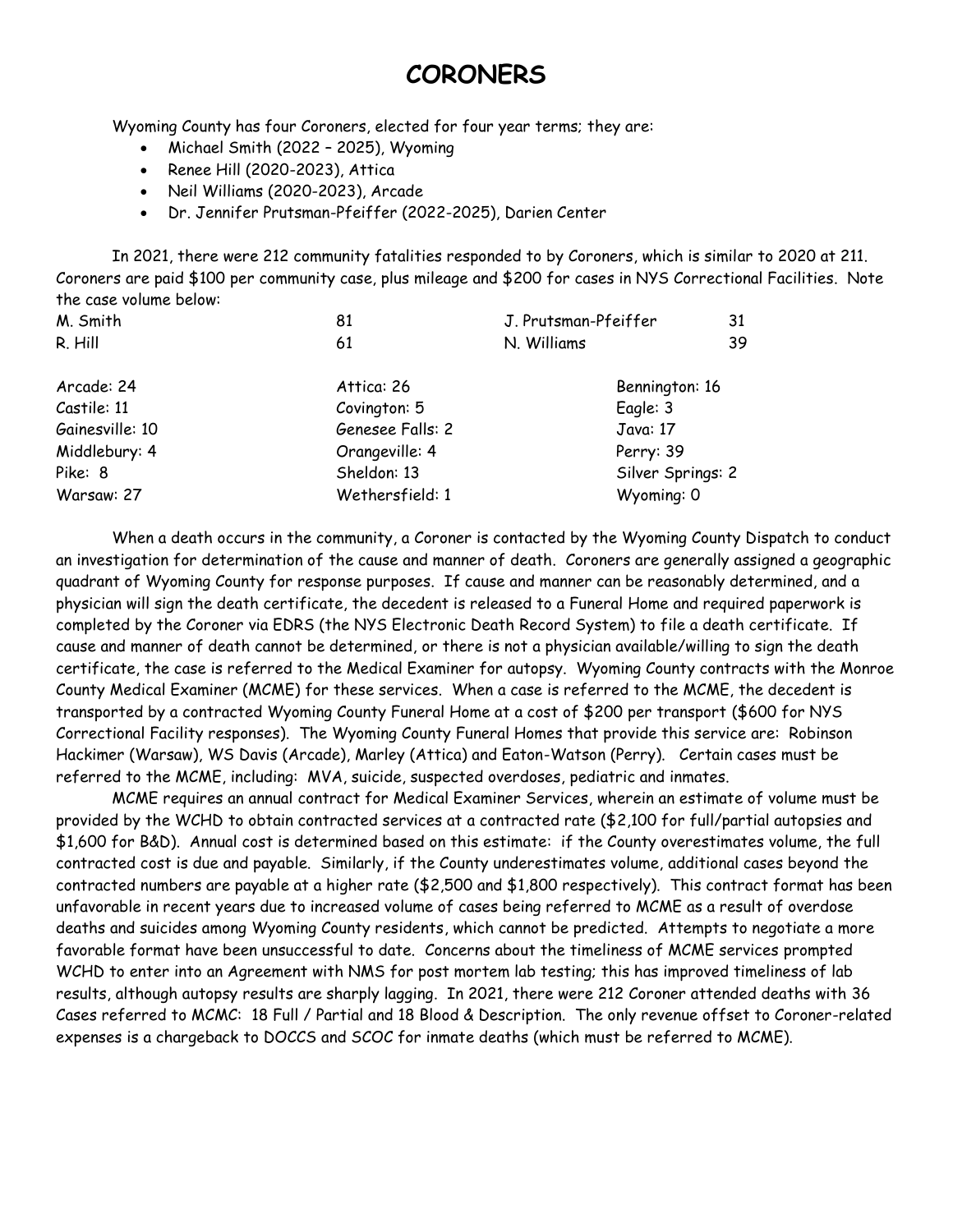# CORONERS

Wyoming County has four Coroners, elected for four year terms; they are:

- Michael Smith (2022 – 2025), Wyoming
- Renee Hill (2020-2023), Attica
- Neil Williams (2020-2023), Arcade
- Dr. Jennifer Prutsman-Pfeiffer (2022-2025), Darien Center

In 2021, there were 212 community fatalities responded to by Coroners, which is similar to 2020 at 211. Coroners are paid $100 per community case, plus mileage and $200 for cases in NYS Correctional Facilities. Note the case volume below:

| | | | |
|---|---|---|---|
| M. Smith | 81 | J. Prutsman-Pfeiffer | 31 |
| R. Hill | 61 | N. Williams | 39 |

| | | |
|---|---|---|
| Arcade: 24 | Attica: 26 | Bennington: 16 |
| Castile: 11 | Covington: 5 | Eagle: 3 |
| Gainesville: 10 | Genesee Falls: 2 | Java: 17 |
| Middlebury: 4 | Orangeville: 4 | Perry: 39 |
| Pike: 8 | Sheldon: 13 | Silver Springs: 2 |
| Warsaw: 27 | Wethersfield: 1 | Wyoming: 0 |

When a death occurs in the community, a Coroner is contacted by the Wyoming County Dispatch to conduct an investigation for determination of the cause and manner of death. Coroners are generally assigned a geographic quadrant of Wyoming County for response purposes. If cause and manner can be reasonably determined, and a physician will sign the death certificate, the decedent is released to a Funeral Home and required paperwork is completed by the Coroner via EDRS (the NYS Electronic Death Record System) to file a death certificate. If cause and manner of death cannot be determined, or there is not a physician available/willing to sign the death certificate, the case is referred to the Medical Examiner for autopsy. Wyoming County contracts with the Monroe County Medical Examiner (MCME) for these services. When a case is referred to the MCME, the decedent is transported by a contracted Wyoming County Funeral Home at a cost of $200 per transport ($600 for NYS Correctional Facility responses). The Wyoming County Funeral Homes that provide this service are: Robinson Hackimer (Warsaw), WS Davis (Arcade), Marley (Attica) and Eaton-Watson (Perry). Certain cases must be referred to the MCME, including: MVA, suicide, suspected overdoses, pediatric and inmates.

MCME requires an annual contract for Medical Examiner Services, wherein an estimate of volume must be provided by the WCHD to obtain contracted services at a contracted rate ($2,100 for full/partial autopsies and $1,600 for B&D). Annual cost is determined based on this estimate: if the County overestimates volume, the full contracted cost is due and payable. Similarly, if the County underestimates volume, additional cases beyond the contracted numbers are payable at a higher rate ($2,500 and $1,800 respectively). This contract format has been unfavorable in recent years due to increased volume of cases being referred to MCME as a result of overdose deaths and suicides among Wyoming County residents, which cannot be predicted. Attempts to negotiate a more favorable format have been unsuccessful to date. Concerns about the timeliness of MCME services prompted WCHD to enter into an Agreement with NMS for post mortem lab testing; this has improved timeliness of lab results, although autopsy results are sharply lagging. In 2021, there were 212 Coroner attended deaths with 36 Cases referred to MCMC: 18 Full / Partial and 18 Blood & Description. The only revenue offset to Coroner-related expenses is a chargeback to DOCCS and SCOC for inmate deaths (which must be referred to MCME).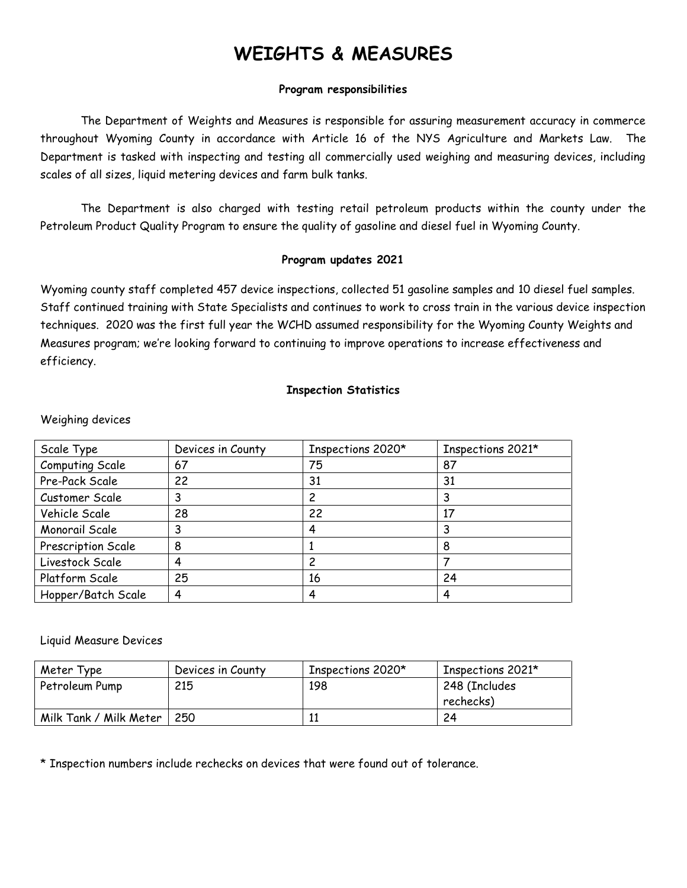# WEIGHTS & MEASURES

**Program responsibilities**

The Department of Weights and Measures is responsible for assuring measurement accuracy in commerce throughout Wyoming County in accordance with Article 16 of the NYS Agriculture and Markets Law. The Department is tasked with inspecting and testing all commercially used weighing and measuring devices, including scales of all sizes, liquid metering devices and farm bulk tanks.

The Department is also charged with testing retail petroleum products within the county under the Petroleum Product Quality Program to ensure the quality of gasoline and diesel fuel in Wyoming County.

**Program updates 2021**

Wyoming county staff completed 457 device inspections, collected 51 gasoline samples and 10 diesel fuel samples. Staff continued training with State Specialists and continues to work to cross train in the various device inspection techniques. 2020 was the first full year the WCHD assumed responsibility for the Wyoming County Weights and Measures program; we're looking forward to continuing to improve operations to increase effectiveness and efficiency.

**Inspection Statistics**

Weighing devices

| Scale Type | Devices in County | Inspections 2020* | Inspections 2021* |
|---|---|---|---|
| Computing Scale | 67 | 75 | 87 |
| Pre-Pack Scale | 22 | 31 | 31 |
| Customer Scale | 3 | 2 | 3 |
| Vehicle Scale | 28 | 22 | 17 |
| Monorail Scale | 3 | 4 | 3 |
| Prescription Scale | 8 | 1 | 8 |
| Livestock Scale | 4 | 2 | 7 |
| Platform Scale | 25 | 16 | 24 |
| Hopper/Batch Scale | 4 | 4 | 4 |

Liquid Measure Devices

| Meter Type | Devices in County | Inspections 2020* | Inspections 2021* |
|---|---|---|---|
| Petroleum Pump | 215 | 198 | 248 (Includes rechecks) |
| Milk Tank / Milk Meter | 250 | 11 | 24 |

* Inspection numbers include rechecks on devices that were found out of tolerance.